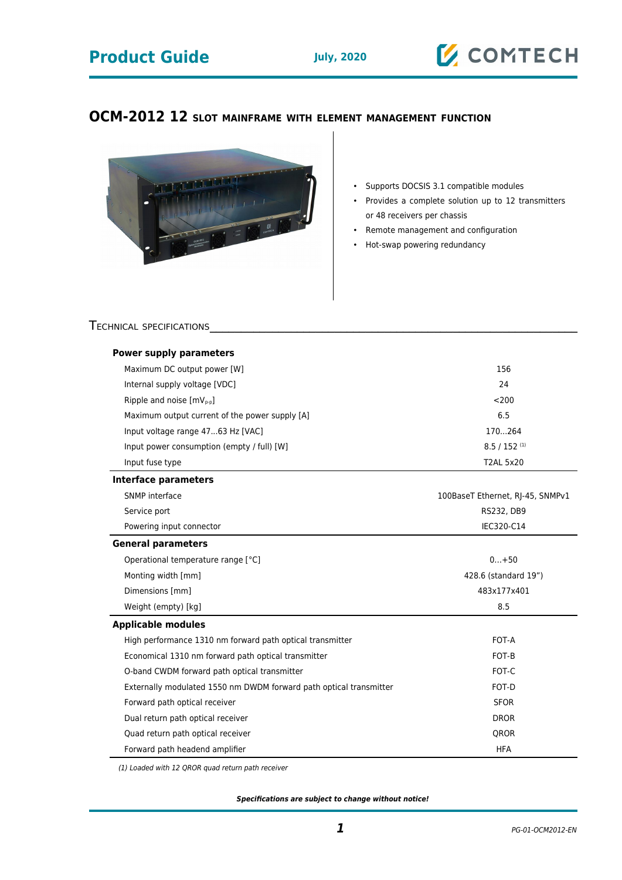# OCM-2012 12 SLOT MAINFRAME WITH ELEMENT MANAGEMENT FUNCTION

- Supports DOCSIS 3.1 compatible modules
- Provides a complete solution up to 12 transmitters or 48 receivers per chassis
- Remote management and configuration
- Hot-swap powering redundancy

## TECHNICAL SPECIFICATIONS

| | |
|---|---|
| **Power supply parameters** | |
| Maximum DC output power [W] | 156 |
| Internal supply voltage [VDC] | 24 |
| Ripple and noise [$mV_{p-p}$] | <200 |
| Maximum output current of the power supply [A] | 6.5 |
| Input voltage range 47...63 Hz [VAC] | 170...264 |
| Input power consumption (empty / full) [W] | 8.5 / 152 (1) |
| Input fuse type | T2AL 5x20 |
| **Interface parameters** | |
| SNMP interface | 100BaseT Ethernet, RJ-45, SNMPv1 |
| Service port | RS232, DB9 |
| Powering input connector | IEC320-C14 |
| **General parameters** | |
| Operational temperature range [°C] | 0...+50 |
| Monting width [mm] | 428.6 (standard 19”) |
| Dimensions [mm] | 483x177x401 |
| Weight (empty) [kg] | 8.5 |
| **Applicable modules** | |
| High performance 1310 nm forward path optical transmitter | FOT-A |
| Economical 1310 nm forward path optical transmitter | FOT-B |
| O-band CWDM forward path optical transmitter | FOT-C |
| Externally modulated 1550 nm DWDM forward path optical transmitter | FOT-D |
| Forward path optical receiver | SFOR |
| Dual return path optical receiver | DROR |
| Quad return path optical receiver | QROR |
| Forward path headend amplifier | HFA |

*(1) Loaded with 12 QROR quad return path receiver*

***Specifications are subject to change without notice!***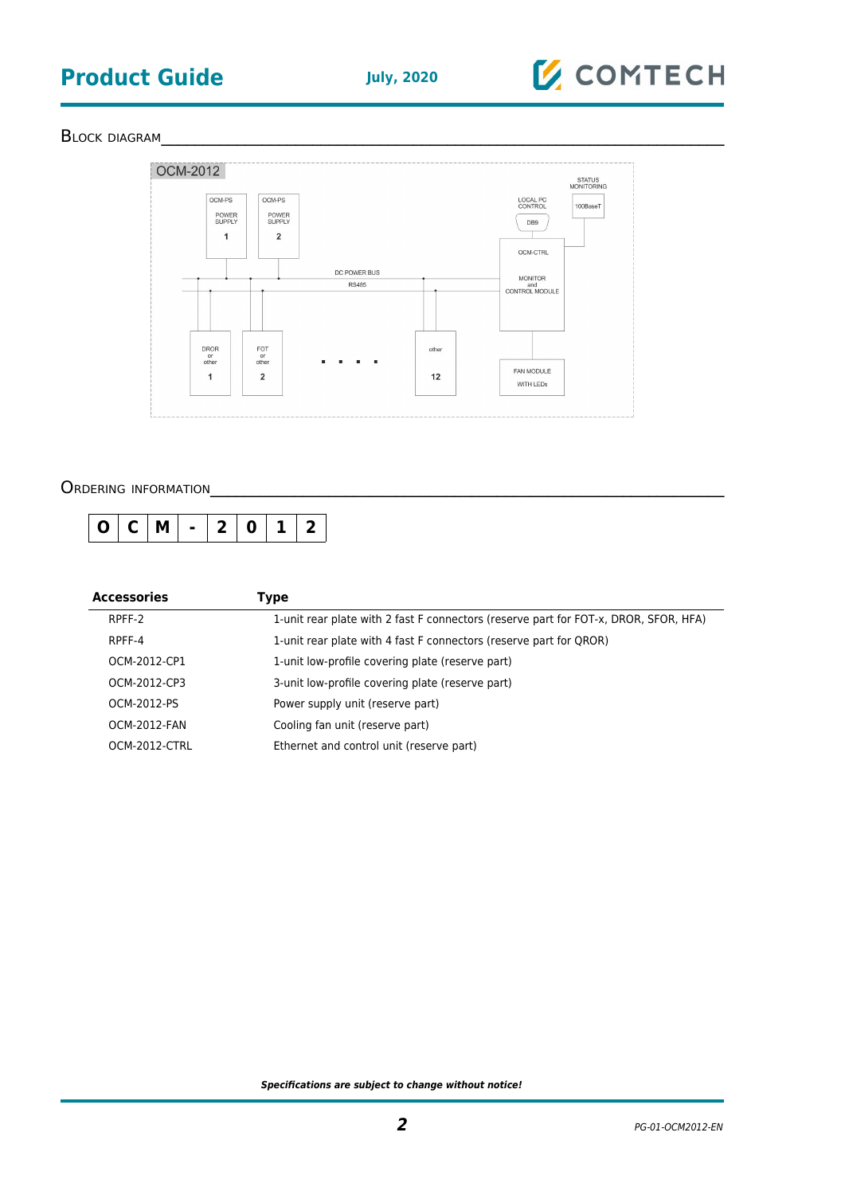## Block diagram

OCM-2012

OCM-PS POWER SUPPLY 1

OCM-PS POWER SUPPLY 2

DC POWER BUS

RS485

LOCAL PC CONTROL

DB9

STATUS MONITORING

100BaseT

OCM-CTRL

MONITOR and CONTROL MODULE

DROR or other 1

FOT or other 2

other 12

FAN MODULE WITH LEDs

## Ordering information

| O | C | M | - | 2 | 0 | 1 | 2 |
|---|---|---|---|---|---|---|---|

| Accessories | Type |
|---|---|
| RPFF-2 | 1-unit rear plate with 2 fast F connectors (reserve part for FOT-x, DROR, SFOR, HFA) |
| RPFF-4 | 1-unit rear plate with 4 fast F connectors (reserve part for QROR) |
| OCM-2012-CP1 | 1-unit low-profile covering plate (reserve part) |
| OCM-2012-CP3 | 3-unit low-profile covering plate (reserve part) |
| OCM-2012-PS | Power supply unit (reserve part) |
| OCM-2012-FAN | Cooling fan unit (reserve part) |
| OCM-2012-CTRL | Ethernet and control unit (reserve part) |

***Specifications are subject to change without notice!***